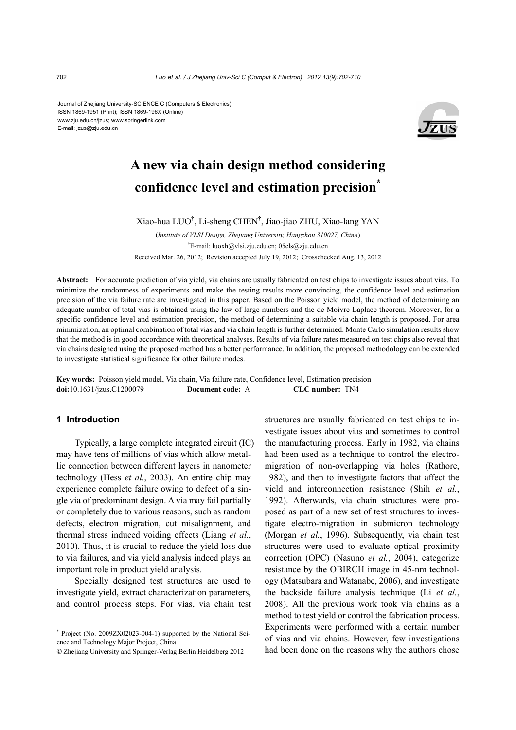Journal of Zhejiang University-SCIENCE C (Computers & Electronics)
ISSN 1869-1951 (Print); ISSN 1869-196X (Online)
www.zju.edu.cn/jzus; www.springerlink.com
E-mail: jzus@zju.edu.cn

# A new via chain design method considering confidence level and estimation precision*

Xiao-hua LUO†, Li-sheng CHEN†, Jiao-jiao ZHU, Xiao-lang YAN

(*Institute of VLSI Design, Zhejiang University, Hangzhou 310027, China*)

†E-mail: luoxh@vlsi.zju.edu.cn; 05cls@zju.edu.cn

Received Mar. 26, 2012; Revision accepted July 19, 2012; Crosschecked Aug. 13, 2012

**Abstract:** For accurate prediction of via yield, via chains are usually fabricated on test chips to investigate issues about vias. To minimize the randomness of experiments and make the testing results more convincing, the confidence level and estimation precision of the via failure rate are investigated in this paper. Based on the Poisson yield model, the method of determining an adequate number of total vias is obtained using the law of large numbers and the de Moivre-Laplace theorem. Moreover, for a specific confidence level and estimation precision, the method of determining a suitable via chain length is proposed. For area minimization, an optimal combination of total vias and via chain length is further determined. Monte Carlo simulation results show that the method is in good accordance with theoretical analyses. Results of via failure rates measured on test chips also reveal that via chains designed using the proposed method has a better performance. In addition, the proposed methodology can be extended to investigate statistical significance for other failure modes.

**Key words:** Poisson yield model, Via chain, Via failure rate, Confidence level, Estimation precision

**doi:**10.1631/jzus.C1200079 **Document code:** A **CLC number:** TN4

## 1 Introduction

Typically, a large complete integrated circuit (IC) may have tens of millions of vias which allow metallic connection between different layers in nanometer technology (Hess *et al.*, 2003). An entire chip may experience complete failure owing to defect of a single via of predominant design. A via may fail partially or completely due to various reasons, such as random defects, electron migration, cut misalignment, and thermal stress induced voiding effects (Liang *et al.*, 2010). Thus, it is crucial to reduce the yield loss due to via failures, and via yield analysis indeed plays an important role in product yield analysis.

Specially designed test structures are used to investigate yield, extract characterization parameters, and control process steps. For vias, via chain test structures are usually fabricated on test chips to investigate issues about vias and sometimes to control the manufacturing process. Early in 1982, via chains had been used as a technique to control the electromigration of non-overlapping via holes (Rathore, 1982), and then to investigate factors that affect the yield and interconnection resistance (Shih *et al.*, 1992). Afterwards, via chain structures were proposed as part of a new set of test structures to investigate electro-migration in submicron technology (Morgan *et al.*, 1996). Subsequently, via chain test structures were used to evaluate optical proximity correction (OPC) (Nasuno *et al.*, 2004), categorize resistance by the OBIRCH image in 45-nm technology (Matsubara and Watanabe, 2006), and investigate the backside failure analysis technique (Li *et al.*, 2008). All the previous work took via chains as a method to test yield or control the fabrication process. Experiments were performed with a certain number of vias and via chains. However, few investigations had been done on the reasons why the authors chose

---

* Project (No. 2009ZX02023-004-1) supported by the National Science and Technology Major Project, China

© Zhejiang University and Springer-Verlag Berlin Heidelberg 2012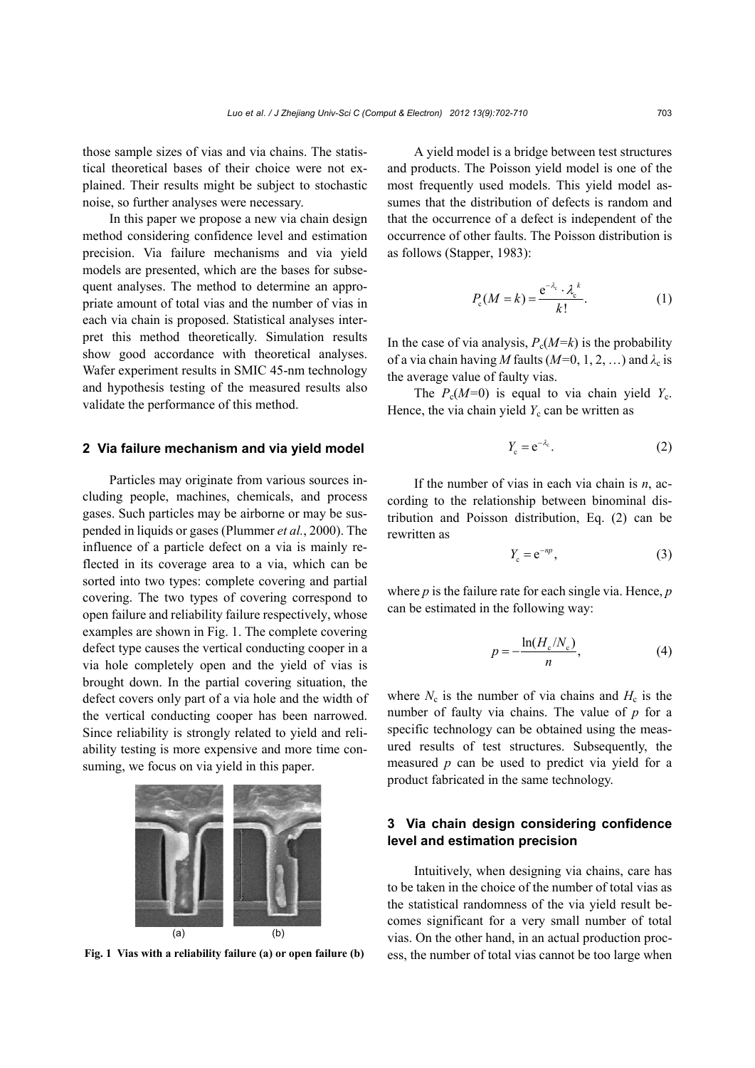those sample sizes of vias and via chains. The statistical theoretical bases of their choice were not explained. Their results might be subject to stochastic noise, so further analyses were necessary.

In this paper we propose a new via chain design method considering confidence level and estimation precision. Via failure mechanisms and via yield models are presented, which are the bases for subsequent analyses. The method to determine an appropriate amount of total vias and the number of vias in each via chain is proposed. Statistical analyses interpret this method theoretically. Simulation results show good accordance with theoretical analyses. Wafer experiment results in SMIC 45-nm technology and hypothesis testing of the measured results also validate the performance of this method.

## 2 Via failure mechanism and via yield model

Particles may originate from various sources including people, machines, chemicals, and process gases. Such particles may be airborne or may be suspended in liquids or gases (Plummer *et al.*, 2000). The influence of a particle defect on a via is mainly reflected in its coverage area to a via, which can be sorted into two types: complete covering and partial covering. The two types of covering correspond to open failure and reliability failure respectively, whose examples are shown in Fig. 1. The complete covering defect type causes the vertical conducting cooper in a via hole completely open and the yield of vias is brought down. In the partial covering situation, the defect covers only part of a via hole and the width of the vertical conducting cooper has been narrowed. Since reliability is strongly related to yield and reliability testing is more expensive and more time consuming, we focus on via yield in this paper.

**Fig. 1 Vias with a reliability failure (a) or open failure (b)**

A yield model is a bridge between test structures and products. The Poisson yield model is one of the most frequently used models. This yield model assumes that the distribution of defects is random and that the occurrence of a defect is independent of the occurrence of other faults. The Poisson distribution is as follows (Stapper, 1983):

$$P_c(M=k)=\frac{e^{-\lambda_c}\cdot\lambda_c^{\,k}}{k!}. \tag{1}$$

In the case of via analysis, $P_c(M=k)$ is the probability of a via chain having $M$ faults ($M$=0, 1, 2, …) and $\lambda_c$ is the average value of faulty vias.

The $P_c(M=0)$ is equal to via chain yield $Y_c$. Hence, the via chain yield $Y_c$ can be written as

$$Y_c=e^{-\lambda_c}. \tag{2}$$

If the number of vias in each via chain is $n$, according to the relationship between binominal distribution and Poisson distribution, Eq. (2) can be rewritten as

$$Y_c=e^{-np}, \tag{3}$$

where $p$ is the failure rate for each single via. Hence, $p$ can be estimated in the following way:

$$p=-\frac{\ln(H_c/N_c)}{n}, \tag{4}$$

where $N_c$ is the number of via chains and $H_c$ is the number of faulty via chains. The value of $p$ for a specific technology can be obtained using the measured results of test structures. Subsequently, the measured $p$ can be used to predict via yield for a product fabricated in the same technology.

## 3 Via chain design considering confidence level and estimation precision

Intuitively, when designing via chains, care has to be taken in the choice of the number of total vias as the statistical randomness of the via yield result becomes significant for a very small number of total vias. On the other hand, in an actual production process, the number of total vias cannot be too large when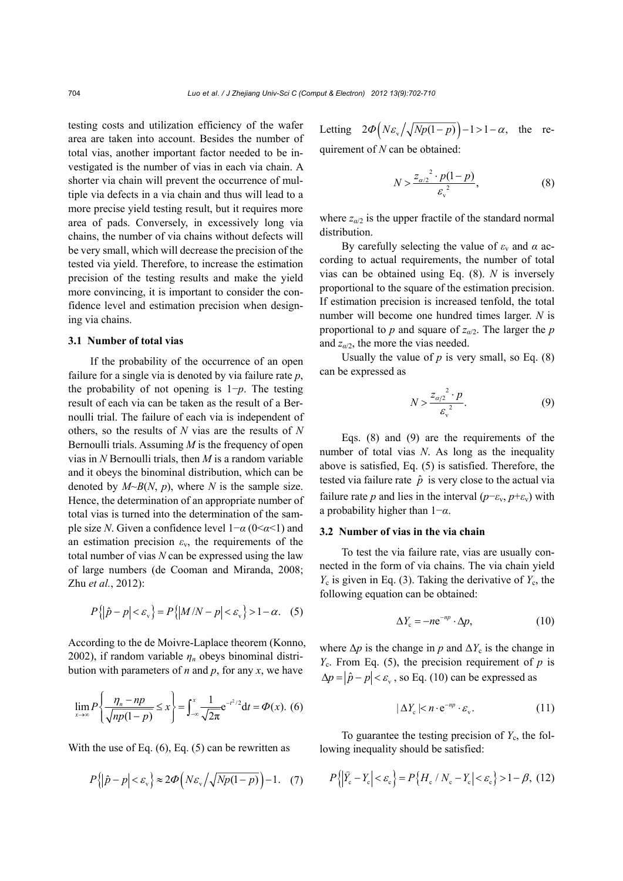testing costs and utilization efficiency of the wafer area are taken into account. Besides the number of total vias, another important factor needed to be investigated is the number of vias in each via chain. A shorter via chain will prevent the occurrence of multiple via defects in a via chain and thus will lead to a more precise yield testing result, but it requires more area of pads. Conversely, in excessively long via chains, the number of via chains without defects will be very small, which will decrease the precision of the tested via yield. Therefore, to increase the estimation precision of the testing results and make the yield more convincing, it is important to consider the confidence level and estimation precision when designing via chains.

### 3.1 Number of total vias

If the probability of the occurrence of an open failure for a single via is denoted by via failure rate $p$, the probability of not opening is $1-p$. The testing result of each via can be taken as the result of a Bernoulli trial. The failure of each via is independent of others, so the results of $N$ vias are the results of $N$ Bernoulli trials. Assuming $M$ is the frequency of open vias in $N$ Bernoulli trials, then $M$ is a random variable and it obeys the binominal distribution, which can be denoted by $M \sim B(N, p)$, where $N$ is the sample size. Hence, the determination of an appropriate number of total vias is turned into the determination of the sample size $N$. Given a confidence level $1-\alpha$ ($0<\alpha<1$) and an estimation precision $\varepsilon_\text{v}$, the requirements of the total number of vias $N$ can be expressed using the law of large numbers (de Cooman and Miranda, 2008; Zhu *et al.*, 2012):

$$P\left\{\left|\hat{p}-p\right|<\varepsilon_\text{v}\right\}=P\left\{\left|M/N-p\right|<\varepsilon_\text{v}\right\}>1-\alpha. \quad (5)$$

According to the de Moivre-Laplace theorem (Konno, 2002), if random variable $\eta_n$ obeys binominal distribution with parameters of $n$ and $p$, for any $x$, we have

$$\lim_{x\to\infty} P\left\{\frac{\eta_n-np}{\sqrt{np(1-p)}}\le x\right\}=\int_{-\infty}^{x}\frac{1}{\sqrt{2\pi}}\mathrm{e}^{-t^2/2}\mathrm{d}t=\Phi(x). \quad (6)$$

With the use of Eq. (6), Eq. (5) can be rewritten as

$$P\left\{\left|\hat{p}-p\right|<\varepsilon_\text{v}\right\}\approx 2\Phi\left(N\varepsilon_\text{v}\Big/\sqrt{Np(1-p)}\right)-1. \quad (7)$$

Letting $2\Phi\left(N\varepsilon_\text{v}\Big/\sqrt{Np(1-p)}\right)-1>1-\alpha$, the requirement of $N$ can be obtained:

$$N>\frac{z_{\alpha/2}^{\ 2}\cdot p(1-p)}{\varepsilon_\text{v}^{\ 2}}, \quad (8)$$

where $z_{\alpha/2}$ is the upper fractile of the standard normal distribution.

By carefully selecting the value of $\varepsilon_\text{v}$ and $\alpha$ according to actual requirements, the number of total vias can be obtained using Eq. (8). $N$ is inversely proportional to the square of the estimation precision. If estimation precision is increased tenfold, the total number will become one hundred times larger. $N$ is proportional to $p$ and square of $z_{\alpha/2}$. The larger the $p$ and $z_{\alpha/2}$, the more the vias needed.

Usually the value of $p$ is very small, so Eq. (8) can be expressed as

$$N>\frac{z_{\alpha/2}^{\ 2}\cdot p}{\varepsilon_\text{v}^{\ 2}}. \quad (9)$$

Eqs. (8) and (9) are the requirements of the number of total vias $N$. As long as the inequality above is satisfied, Eq. (5) is satisfied. Therefore, the tested via failure rate $\hat{p}$ is very close to the actual via failure rate $p$ and lies in the interval $(p-\varepsilon_\text{v}, p+\varepsilon_\text{v})$ with a probability higher than $1-\alpha$.

### 3.2 Number of vias in the via chain

To test the via failure rate, vias are usually connected in the form of via chains. The via chain yield $Y_\text{c}$ is given in Eq. (3). Taking the derivative of $Y_\text{c}$, the following equation can be obtained:

$$\Delta Y_\text{c}=-n\mathrm{e}^{-np}\cdot\Delta p, \quad (10)$$

where $\Delta p$ is the change in $p$ and $\Delta Y_\text{c}$ is the change in $Y_\text{c}$. From Eq. (5), the precision requirement of $p$ is $\Delta p=\left|\hat{p}-p\right|<\varepsilon_\text{v}$, so Eq. (10) can be expressed as

$$|\Delta Y_\text{c}|<n\cdot\mathrm{e}^{-np}\cdot\varepsilon_\text{v}. \quad (11)$$

To guarantee the testing precision of $Y_\text{c}$, the following inequality should be satisfied:

$$P\left\{\left|\hat{Y}_\text{c}-Y_\text{c}\right|<\varepsilon_\text{c}\right\}=P\left\{\left|H_\text{c}/N_\text{c}-Y_\text{c}\right|<\varepsilon_\text{c}\right\}>1-\beta, \quad (12)$$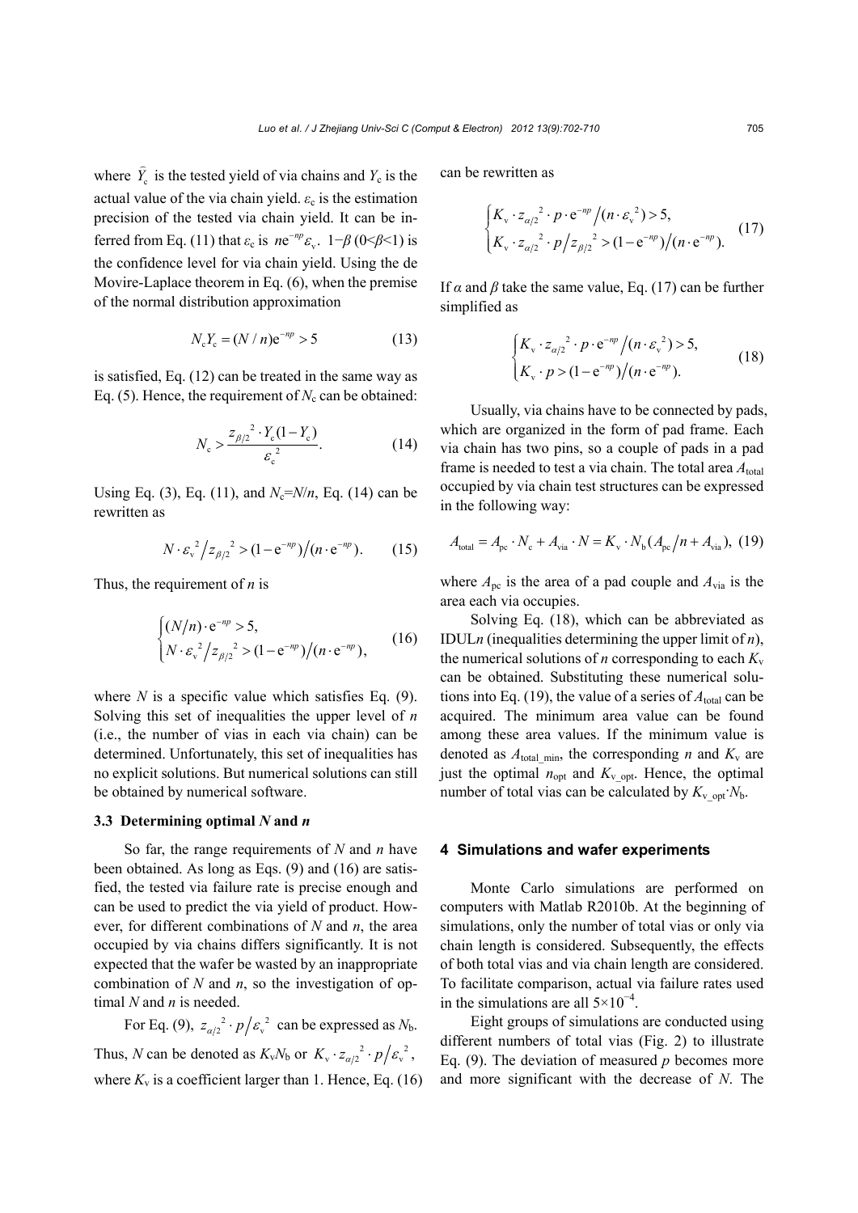where $\widehat{Y}_{\mathrm{c}}$ is the tested yield of via chains and $Y_{\mathrm{c}}$ is the actual value of the via chain yield. $\varepsilon_{\mathrm{c}}$ is the estimation precision of the tested via chain yield. It can be inferred from Eq. (11) that $\varepsilon_{\mathrm{c}}$ is $n\mathrm{e}^{-np}\varepsilon_{\mathrm{v}}$. $1-\beta$ ($0<\beta<1$) is the confidence level for via chain yield. Using the de Movire-Laplace theorem in Eq. (6), when the premise of the normal distribution approximation

$$N_{\mathrm{c}}Y_{\mathrm{c}} = (N/n)\mathrm{e}^{-np} > 5 \tag{13}$$

is satisfied, Eq. (12) can be treated in the same way as Eq. (5). Hence, the requirement of $N_{\mathrm{c}}$ can be obtained:

$$N_{\mathrm{c}} > \frac{z_{\beta/2}{}^2 \cdot Y_{\mathrm{c}}(1-Y_{\mathrm{c}})}{\varepsilon_{\mathrm{c}}{}^2}. \tag{14}$$

Using Eq. (3), Eq. (11), and $N_{\mathrm{c}}=N/n$, Eq. (14) can be rewritten as

$$N \cdot \varepsilon_{\mathrm{v}}{}^2 \big/ z_{\beta/2}{}^2 > (1-\mathrm{e}^{-np}) \big/ (n \cdot \mathrm{e}^{-np}). \tag{15}$$

Thus, the requirement of $n$ is

$$\begin{cases} (N/n) \cdot \mathrm{e}^{-np} > 5, \\ N \cdot \varepsilon_{\mathrm{v}}{}^2 \big/ z_{\beta/2}{}^2 > (1-\mathrm{e}^{-np}) \big/ (n \cdot \mathrm{e}^{-np}), \end{cases} \tag{16}$$

where $N$ is a specific value which satisfies Eq. (9). Solving this set of inequalities the upper level of $n$ (i.e., the number of vias in each via chain) can be determined. Unfortunately, this set of inequalities has no explicit solutions. But numerical solutions can still be obtained by numerical software.

### 3.3 Determining optimal $N$ and $n$

So far, the range requirements of $N$ and $n$ have been obtained. As long as Eqs. (9) and (16) are satisfied, the tested via failure rate is precise enough and can be used to predict the via yield of product. However, for different combinations of $N$ and $n$, the area occupied by via chains differs significantly. It is not expected that the wafer be wasted by an inappropriate combination of $N$ and $n$, so the investigation of optimal $N$ and $n$ is needed.

For Eq. (9), $z_{\alpha/2}{}^2 \cdot p \big/ \varepsilon_{\mathrm{v}}{}^2$ can be expressed as $N_{\mathrm{b}}$. Thus, $N$ can be denoted as $K_{\mathrm{v}}N_{\mathrm{b}}$ or $K_{\mathrm{v}} \cdot z_{\alpha/2}{}^2 \cdot p \big/ \varepsilon_{\mathrm{v}}{}^2$, where $K_{\mathrm{v}}$ is a coefficient larger than 1. Hence, Eq. (16) can be rewritten as

$$\begin{cases} K_{\mathrm{v}} \cdot z_{\alpha/2}{}^2 \cdot p \cdot \mathrm{e}^{-np} \big/ (n \cdot \varepsilon_{\mathrm{v}}{}^2) > 5, \\ K_{\mathrm{v}} \cdot z_{\alpha/2}{}^2 \cdot p \big/ z_{\beta/2}{}^2 > (1-\mathrm{e}^{-np}) \big/ (n \cdot \mathrm{e}^{-np}). \end{cases} \tag{17}$$

If $\alpha$ and $\beta$ take the same value, Eq. (17) can be further simplified as

$$\begin{cases} K_{\mathrm{v}} \cdot z_{\alpha/2}{}^2 \cdot p \cdot \mathrm{e}^{-np} \big/ (n \cdot \varepsilon_{\mathrm{v}}{}^2) > 5, \\ K_{\mathrm{v}} \cdot p > (1-\mathrm{e}^{-np}) \big/ (n \cdot \mathrm{e}^{-np}). \end{cases} \tag{18}$$

Usually, via chains have to be connected by pads, which are organized in the form of pad frame. Each via chain has two pins, so a couple of pads in a pad frame is needed to test a via chain. The total area $A_{\mathrm{total}}$ occupied by via chain test structures can be expressed in the following way:

$$A_{\mathrm{total}} = A_{\mathrm{pc}} \cdot N_{\mathrm{c}} + A_{\mathrm{via}} \cdot N = K_{\mathrm{v}} \cdot N_{\mathrm{b}} (A_{\mathrm{pc}} \big/ n + A_{\mathrm{via}}), \tag{19}$$

where $A_{\mathrm{pc}}$ is the area of a pad couple and $A_{\mathrm{via}}$ is the area each via occupies.

Solving Eq. (18), which can be abbreviated as IDUL$n$ (inequalities determining the upper limit of $n$), the numerical solutions of $n$ corresponding to each $K_{\mathrm{v}}$ can be obtained. Substituting these numerical solutions into Eq. (19), the value of a series of $A_{\mathrm{total}}$ can be acquired. The minimum area value can be found among these area values. If the minimum value is denoted as $A_{\mathrm{total\_min}}$, the corresponding $n$ and $K_{\mathrm{v}}$ are just the optimal $n_{\mathrm{opt}}$ and $K_{\mathrm{v\_opt}}$. Hence, the optimal number of total vias can be calculated by $K_{\mathrm{v\_opt}} \cdot N_{\mathrm{b}}$.

## 4 Simulations and wafer experiments

Monte Carlo simulations are performed on computers with Matlab R2010b. At the beginning of simulations, only the number of total vias or only via chain length is considered. Subsequently, the effects of both total vias and via chain length are considered. To facilitate comparison, actual via failure rates used in the simulations are all $5\times10^{-4}$.

Eight groups of simulations are conducted using different numbers of total vias (Fig. 2) to illustrate Eq. (9). The deviation of measured $p$ becomes more and more significant with the decrease of $N$. The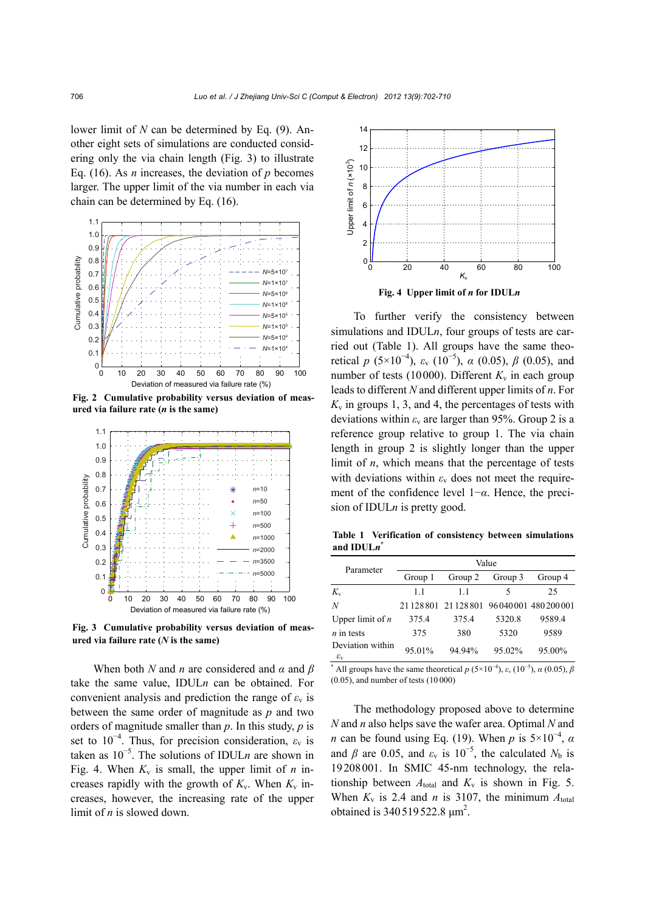lower limit of $N$ can be determined by Eq. (9). Another eight sets of simulations are conducted considering only the via chain length (Fig. 3) to illustrate Eq. (16). As $n$ increases, the deviation of $p$ becomes larger. The upper limit of the via number in each via chain can be determined by Eq. (16).

**Fig. 2 Cumulative probability versus deviation of measured via failure rate ($n$ is the same)**

**Fig. 3 Cumulative probability versus deviation of measured via failure rate ($N$ is the same)**

When both $N$ and $n$ are considered and $\alpha$ and $\beta$ take the same value, IDUL$n$ can be obtained. For convenient analysis and prediction the range of $\varepsilon_v$ is between the same order of magnitude as $p$ and two orders of magnitude smaller than $p$. In this study, $p$ is set to $10^{-4}$. Thus, for precision consideration, $\varepsilon_v$ is taken as $10^{-5}$. The solutions of IDUL$n$ are shown in Fig. 4. When $K_v$ is small, the upper limit of $n$ increases rapidly with the growth of $K_v$. When $K_v$ increases, however, the increasing rate of the upper limit of $n$ is slowed down.

**Fig. 4 Upper limit of $n$ for IDUL$n$**

To further verify the consistency between simulations and IDUL$n$, four groups of tests are carried out (Table 1). All groups have the same theoretical $p$ ($5\times10^{-4}$), $\varepsilon_v$ ($10^{-5}$), $\alpha$ (0.05), $\beta$ (0.05), and number of tests (10 000). Different $K_v$ in each group leads to different $N$ and different upper limits of $n$. For $K_v$ in groups 1, 3, and 4, the percentages of tests with deviations within $\varepsilon_v$ are larger than 95%. Group 2 is a reference group relative to group 1. The via chain length in group 2 is slightly longer than the upper limit of $n$, which means that the percentage of tests with deviations within $\varepsilon_v$ does not meet the requirement of the confidence level $1-\alpha$. Hence, the precision of IDUL$n$ is pretty good.

**Table 1 Verification of consistency between simulations and IDUL$n$***

| Parameter | Value | | | |
|---|---|---|---|---|
| | Group 1 | Group 2 | Group 3 | Group 4 |
| $K_v$ | 1.1 | 1.1 | 5 | 25 |
| $N$ | 21 128 801 | 21 128 801 | 96 040 001 | 480 200 001 |
| Upper limit of $n$ | 375.4 | 375.4 | 5320.8 | 9589.4 |
| $n$ in tests | 375 | 380 | 5320 | 9589 |
| Deviation within $\varepsilon_v$ | 95.01% | 94.94% | 95.02% | 95.00% |

* All groups have the same theoretical $p$ ($5\times10^{-4}$), $\varepsilon_v$ ($10^{-5}$), $\alpha$ (0.05), $\beta$ (0.05), and number of tests (10 000)

The methodology proposed above to determine $N$ and $n$ also helps save the wafer area. Optimal $N$ and $n$ can be found using Eq. (19). When $p$ is $5\times10^{-4}$, $\alpha$ and $\beta$ are 0.05, and $\varepsilon_v$ is $10^{-5}$, the calculated $N_b$ is 19 208 001. In SMIC 45-nm technology, the relationship between $A_{total}$ and $K_v$ is shown in Fig. 5. When $K_v$ is 2.4 and $n$ is 3107, the minimum $A_{total}$ obtained is 340 519 522.8 μm$^2$.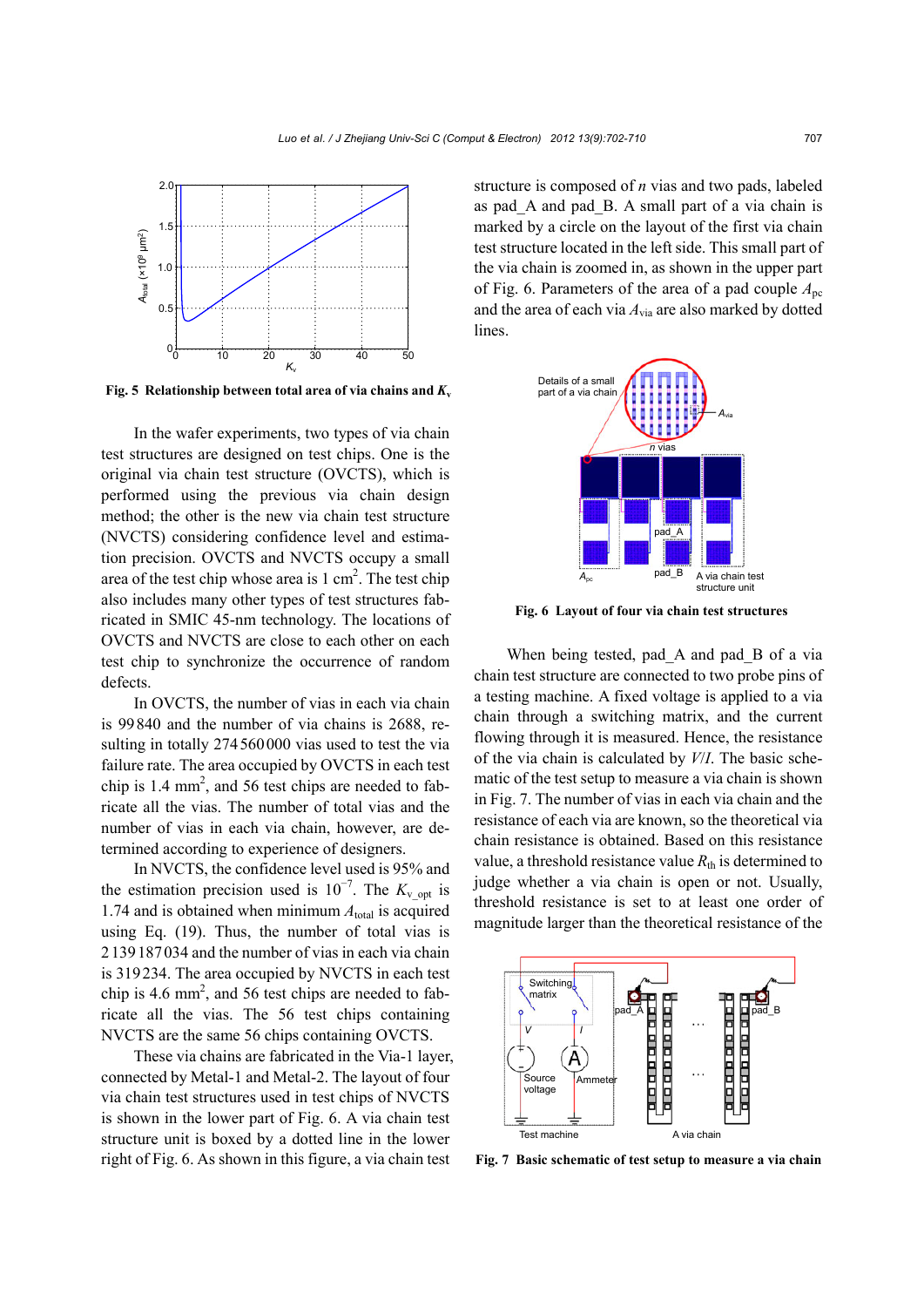Fig. 5 **Relationship between total area of via chains and** $K_v$

In the wafer experiments, two types of via chain test structures are designed on test chips. One is the original via chain test structure (OVCTS), which is performed using the previous via chain design method; the other is the new via chain test structure (NVCTS) considering confidence level and estimation precision. OVCTS and NVCTS occupy a small area of the test chip whose area is 1 cm$^2$. The test chip also includes many other types of test structures fabricated in SMIC 45-nm technology. The locations of OVCTS and NVCTS are close to each other on each test chip to synchronize the occurrence of random defects.

In OVCTS, the number of vias in each via chain is 99 840 and the number of via chains is 2688, resulting in totally 274 560 000 vias used to test the via failure rate. The area occupied by OVCTS in each test chip is 1.4 mm$^2$, and 56 test chips are needed to fabricate all the vias. The number of total vias and the number of vias in each via chain, however, are determined according to experience of designers.

In NVCTS, the confidence level used is 95% and the estimation precision used is $10^{-7}$. The $K_{v\_opt}$ is 1.74 and is obtained when minimum $A_{total}$ is acquired using Eq. (19). Thus, the number of total vias is 2 139 187 034 and the number of vias in each via chain is 319 234. The area occupied by NVCTS in each test chip is 4.6 mm$^2$, and 56 test chips are needed to fabricate all the vias. The 56 test chips containing NVCTS are the same 56 chips containing OVCTS.

These via chains are fabricated in the Via-1 layer, connected by Metal-1 and Metal-2. The layout of four via chain test structures used in test chips of NVCTS is shown in the lower part of Fig. 6. A via chain test structure unit is boxed by a dotted line in the lower right of Fig. 6. As shown in this figure, a via chain test structure is composed of $n$ vias and two pads, labeled as pad_A and pad_B. A small part of a via chain is marked by a circle on the layout of the first via chain test structure located in the left side. This small part of the via chain is zoomed in, as shown in the upper part of Fig. 6. Parameters of the area of a pad couple $A_{pc}$ and the area of each via $A_{via}$ are also marked by dotted lines.

Fig. 6 **Layout of four via chain test structures**

When being tested, pad_A and pad_B of a via chain test structure are connected to two probe pins of a testing machine. A fixed voltage is applied to a via chain through a switching matrix, and the current flowing through it is measured. Hence, the resistance of the via chain is calculated by $V/I$. The basic schematic of the test setup to measure a via chain is shown in Fig. 7. The number of vias in each via chain and the resistance of each via are known, so the theoretical via chain resistance is obtained. Based on this resistance value, a threshold resistance value $R_{th}$ is determined to judge whether a via chain is open or not. Usually, threshold resistance is set to at least one order of magnitude larger than the theoretical resistance of the

Fig. 7 **Basic schematic of test setup to measure a via chain**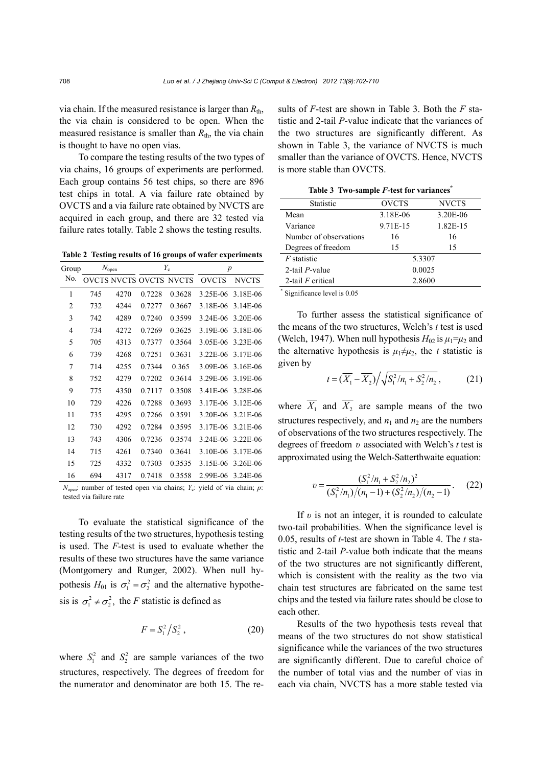via chain. If the measured resistance is larger than $R_{th}$, the via chain is considered to be open. When the measured resistance is smaller than $R_{th}$, the via chain is thought to have no open vias.

To compare the testing results of the two types of via chains, 16 groups of experiments are performed. Each group contains 56 test chips, so there are 896 test chips in total. A via failure rate obtained by OVCTS and a via failure rate obtained by NVCTS are acquired in each group, and there are 32 tested via failure rates totally. Table 2 shows the testing results.

**Table 2 Testing results of 16 groups of wafer experiments**

| Group No. | $N_{open}$ | | $Y_c$ | | $p$ | |
|---|---|---|---|---|---|---|
| | OVCTS | NVCTS | OVCTS | NVCTS | OVCTS | NVCTS |
| 1 | 745 | 4270 | 0.7228 | 0.3628 | 3.25E-06 | 3.18E-06 |
| 2 | 732 | 4244 | 0.7277 | 0.3667 | 3.18E-06 | 3.14E-06 |
| 3 | 742 | 4289 | 0.7240 | 0.3599 | 3.24E-06 | 3.20E-06 |
| 4 | 734 | 4272 | 0.7269 | 0.3625 | 3.19E-06 | 3.18E-06 |
| 5 | 705 | 4313 | 0.7377 | 0.3564 | 3.05E-06 | 3.23E-06 |
| 6 | 739 | 4268 | 0.7251 | 0.3631 | 3.22E-06 | 3.17E-06 |
| 7 | 714 | 4255 | 0.7344 | 0.365 | 3.09E-06 | 3.16E-06 |
| 8 | 752 | 4279 | 0.7202 | 0.3614 | 3.29E-06 | 3.19E-06 |
| 9 | 775 | 4350 | 0.7117 | 0.3508 | 3.41E-06 | 3.28E-06 |
| 10 | 729 | 4226 | 0.7288 | 0.3693 | 3.17E-06 | 3.12E-06 |
| 11 | 735 | 4295 | 0.7266 | 0.3591 | 3.20E-06 | 3.21E-06 |
| 12 | 730 | 4292 | 0.7284 | 0.3595 | 3.17E-06 | 3.21E-06 |
| 13 | 743 | 4306 | 0.7236 | 0.3574 | 3.24E-06 | 3.22E-06 |
| 14 | 715 | 4261 | 0.7340 | 0.3641 | 3.10E-06 | 3.17E-06 |
| 15 | 725 | 4332 | 0.7303 | 0.3535 | 3.15E-06 | 3.26E-06 |
| 16 | 694 | 4317 | 0.7418 | 0.3558 | 2.99E-06 | 3.24E-06 |

$N_{open}$: number of tested open via chains; $Y_c$: yield of via chain; $p$: tested via failure rate

To evaluate the statistical significance of the testing results of the two structures, hypothesis testing is used. The $F$-test is used to evaluate whether the results of these two structures have the same variance (Montgomery and Runger, 2002). When null hypothesis $H_{01}$ is $\sigma_1^2=\sigma_2^2$ and the alternative hypothesis is $\sigma_1^2\neq\sigma_2^2$, the $F$ statistic is defined as

$$F=S_1^2\big/S_2^2\,, \tag{20}$$

where $S_1^2$ and $S_2^2$ are sample variances of the two structures, respectively. The degrees of freedom for the numerator and denominator are both 15. The results of $F$-test are shown in Table 3. Both the $F$ statistic and 2-tail $P$-value indicate that the variances of the two structures are significantly different. As shown in Table 3, the variance of NVCTS is much smaller than the variance of OVCTS. Hence, NVCTS is more stable than OVCTS.

**Table 3 Two-sample $F$-test for variances***

| Statistic | OVCTS | NVCTS |
|---|---|---|
| Mean | 3.18E-06 | 3.20E-06 |
| Variance | 9.71E-15 | 1.82E-15 |
| Number of observations | 16 | 16 |
| Degrees of freedom | 15 | 15 |
| $F$ statistic | 5.3307 | |
| 2-tail $P$-value | 0.0025 | |
| 2-tail $F$ critical | 2.8600 | |

* Significance level is 0.05

To further assess the statistical significance of the means of the two structures, Welch's $t$ test is used (Welch, 1947). When null hypothesis $H_{02}$ is $\mu_1=\mu_2$ and the alternative hypothesis is $\mu_1\neq\mu_2$, the $t$ statistic is given by

$$t=(\overline{X_1}-\overline{X_2})\Big/\sqrt{S_1^2/n_1+S_2^2/n_2}\,, \tag{21}$$

where $\overline{X_1}$ and $\overline{X_2}$ are sample means of the two structures respectively, and $n_1$ and $n_2$ are the numbers of observations of the two structures respectively. The degrees of freedom $\upsilon$ associated with Welch's $t$ test is approximated using the Welch-Satterthwaite equation:

$$\upsilon=\frac{(S_1^2/n_1+S_2^2/n_2)^2}{(S_1^2/n_1)\big/(n_1-1)+(S_2^2/n_2)\big/(n_2-1)}. \tag{22}$$

If $\upsilon$ is not an integer, it is rounded to calculate two-tail probabilities. When the significance level is 0.05, results of $t$-test are shown in Table 4. The $t$ statistic and 2-tail $P$-value both indicate that the means of the two structures are not significantly different, which is consistent with the reality as the two via chain test structures are fabricated on the same test chips and the tested via failure rates should be close to each other.

Results of the two hypothesis tests reveal that means of the two structures do not show statistical significance while the variances of the two structures are significantly different. Due to careful choice of the number of total vias and the number of vias in each via chain, NVCTS has a more stable tested via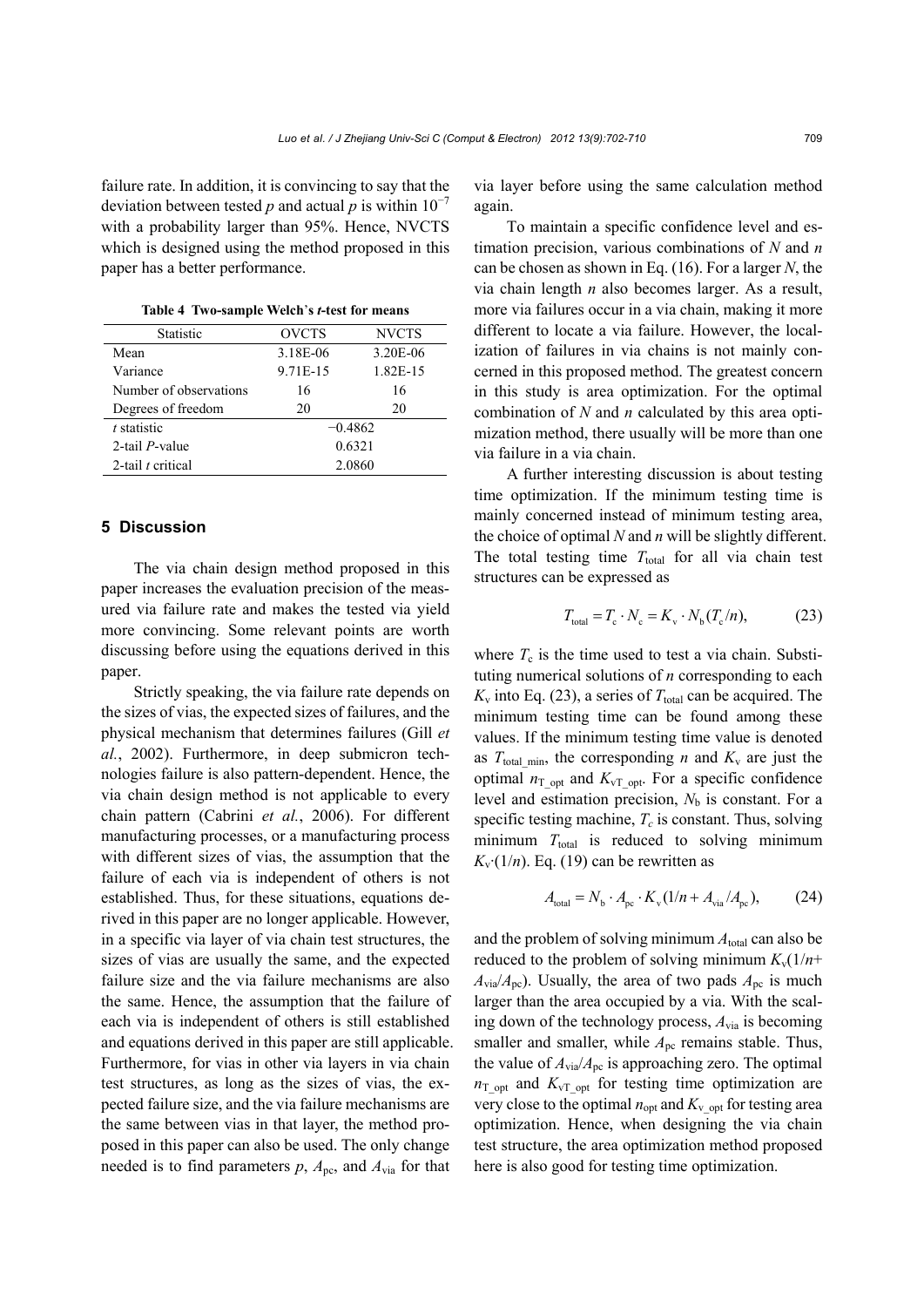failure rate. In addition, it is convincing to say that the deviation between tested $p$ and actual $p$ is within $10^{-7}$ with a probability larger than 95%. Hence, NVCTS which is designed using the method proposed in this paper has a better performance.

**Table 4 Two-sample Welch's *t*-test for means**

| Statistic | OVCTS | NVCTS |
| --- | --- | --- |
| Mean | 3.18E-06 | 3.20E-06 |
| Variance | 9.71E-15 | 1.82E-15 |
| Number of observations | 16 | 16 |
| Degrees of freedom | 20 | 20 |
| *t* statistic | −0.4862 | |
| 2-tail *P*-value | 0.6321 | |
| 2-tail *t* critical | 2.0860 | |

## 5 Discussion

The via chain design method proposed in this paper increases the evaluation precision of the measured via failure rate and makes the tested via yield more convincing. Some relevant points are worth discussing before using the equations derived in this paper.

Strictly speaking, the via failure rate depends on the sizes of vias, the expected sizes of failures, and the physical mechanism that determines failures (Gill *et al.*, 2002). Furthermore, in deep submicron technologies failure is also pattern-dependent. Hence, the via chain design method is not applicable to every chain pattern (Cabrini *et al.*, 2006). For different manufacturing processes, or a manufacturing process with different sizes of vias, the assumption that the failure of each via is independent of others is not established. Thus, for these situations, equations derived in this paper are no longer applicable. However, in a specific via layer of via chain test structures, the sizes of vias are usually the same, and the expected failure size and the via failure mechanisms are also the same. Hence, the assumption that the failure of each via is independent of others is still established and equations derived in this paper are still applicable. Furthermore, for vias in other via layers in via chain test structures, as long as the sizes of vias, the expected failure size, and the via failure mechanisms are the same between vias in that layer, the method proposed in this paper can also be used. The only change needed is to find parameters $p$, $A_{pc}$, and $A_{via}$ for that via layer before using the same calculation method again.

To maintain a specific confidence level and estimation precision, various combinations of $N$ and $n$ can be chosen as shown in Eq. (16). For a larger $N$, the via chain length $n$ also becomes larger. As a result, more via failures occur in a via chain, making it more different to locate a via failure. However, the localization of failures in via chains is not mainly concerned in this proposed method. The greatest concern in this study is area optimization. For the optimal combination of $N$ and $n$ calculated by this area optimization method, there usually will be more than one via failure in a via chain.

A further interesting discussion is about testing time optimization. If the minimum testing time is mainly concerned instead of minimum testing area, the choice of optimal $N$ and $n$ will be slightly different. The total testing time $T_{total}$ for all via chain test structures can be expressed as

$$T_{total} = T_c \cdot N_c = K_v \cdot N_b (T_c / n), \tag{23}$$

where $T_c$ is the time used to test a via chain. Substituting numerical solutions of $n$ corresponding to each $K_v$ into Eq. (23), a series of $T_{total}$ can be acquired. The minimum testing time can be found among these values. If the minimum testing time value is denoted as $T_{total\_min}$, the corresponding $n$ and $K_v$ are just the optimal $n_{T\_opt}$ and $K_{vT\_opt}$. For a specific confidence level and estimation precision, $N_b$ is constant. For a specific testing machine, $T_c$ is constant. Thus, solving minimum $T_{total}$ is reduced to solving minimum $K_v \cdot (1/n)$. Eq. (19) can be rewritten as

$$A_{total} = N_b \cdot A_{pc} \cdot K_v (1/n + A_{via} / A_{pc}), \tag{24}$$

and the problem of solving minimum $A_{total}$ can also be reduced to the problem of solving minimum $K_v(1/n + A_{via}/A_{pc})$. Usually, the area of two pads $A_{pc}$ is much larger than the area occupied by a via. With the scaling down of the technology process, $A_{via}$ is becoming smaller and smaller, while $A_{pc}$ remains stable. Thus, the value of $A_{via}/A_{pc}$ is approaching zero. The optimal $n_{T\_opt}$ and $K_{vT\_opt}$ for testing time optimization are very close to the optimal $n_{opt}$ and $K_{v\_opt}$ for testing area optimization. Hence, when designing the via chain test structure, the area optimization method proposed here is also good for testing time optimization.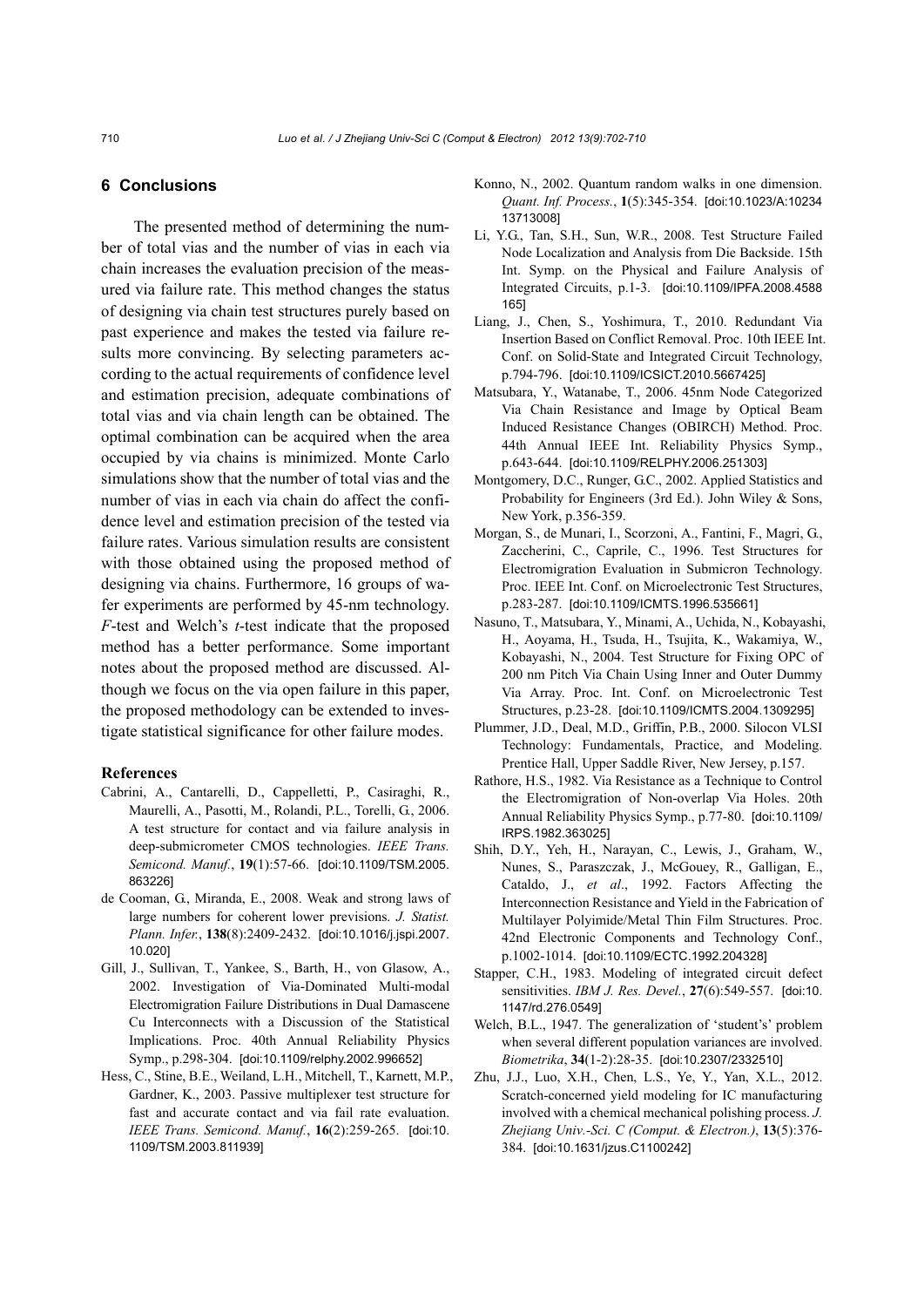## 6 Conclusions

The presented method of determining the number of total vias and the number of vias in each via chain increases the evaluation precision of the measured via failure rate. This method changes the status of designing via chain test structures purely based on past experience and makes the tested via failure results more convincing. By selecting parameters according to the actual requirements of confidence level and estimation precision, adequate combinations of total vias and via chain length can be obtained. The optimal combination can be acquired when the area occupied by via chains is minimized. Monte Carlo simulations show that the number of total vias and the number of vias in each via chain do affect the confidence level and estimation precision of the tested via failure rates. Various simulation results are consistent with those obtained using the proposed method of designing via chains. Furthermore, 16 groups of wafer experiments are performed by 45-nm technology. *F*-test and Welch's *t*-test indicate that the proposed method has a better performance. Some important notes about the proposed method are discussed. Although we focus on the via open failure in this paper, the proposed methodology can be extended to investigate statistical significance for other failure modes.

### References

Cabrini, A., Cantarelli, D., Cappelletti, P., Casiraghi, R., Maurelli, A., Pasotti, M., Rolandi, P.L., Torelli, G., 2006. A test structure for contact and via failure analysis in deep-submicrometer CMOS technologies. *IEEE Trans. Semicond. Manuf.*, **19**(1):57-66. [doi:10.1109/TSM.2005.863226]

de Cooman, G., Miranda, E., 2008. Weak and strong laws of large numbers for coherent lower previsions. *J. Statist. Plann. Infer.*, **138**(8):2409-2432. [doi:10.1016/j.jspi.2007.10.020]

Gill, J., Sullivan, T., Yankee, S., Barth, H., von Glasow, A., 2002. Investigation of Via-Dominated Multi-modal Electromigration Failure Distributions in Dual Damascene Cu Interconnects with a Discussion of the Statistical Implications. Proc. 40th Annual Reliability Physics Symp., p.298-304. [doi:10.1109/relphy.2002.996652]

Hess, C., Stine, B.E., Weiland, L.H., Mitchell, T., Karnett, M.P., Gardner, K., 2003. Passive multiplexer test structure for fast and accurate contact and via fail rate evaluation. *IEEE Trans. Semicond. Manuf.*, **16**(2):259-265. [doi:10.1109/TSM.2003.811939]

Konno, N., 2002. Quantum random walks in one dimension. *Quant. Inf. Process.*, **1**(5):345-354. [doi:10.1023/A:1023413713008]

Li, Y.G., Tan, S.H., Sun, W.R., 2008. Test Structure Failed Node Localization and Analysis from Die Backside. 15th Int. Symp. on the Physical and Failure Analysis of Integrated Circuits, p.1-3. [doi:10.1109/IPFA.2008.4588165]

Liang, J., Chen, S., Yoshimura, T., 2010. Redundant Via Insertion Based on Conflict Removal. Proc. 10th IEEE Int. Conf. on Solid-State and Integrated Circuit Technology, p.794-796. [doi:10.1109/ICSICT.2010.5667425]

Matsubara, Y., Watanabe, T., 2006. 45nm Node Categorized Via Chain Resistance and Image by Optical Beam Induced Resistance Changes (OBIRCH) Method. Proc. 44th Annual IEEE Int. Reliability Physics Symp., p.643-644. [doi:10.1109/RELPHY.2006.251303]

Montgomery, D.C., Runger, G.C., 2002. Applied Statistics and Probability for Engineers (3rd Ed.). John Wiley & Sons, New York, p.356-359.

Morgan, S., de Munari, I., Scorzoni, A., Fantini, F., Magri, G., Zaccherini, C., Caprile, C., 1996. Test Structures for Electromigration Evaluation in Submicron Technology. Proc. IEEE Int. Conf. on Microelectronic Test Structures, p.283-287. [doi:10.1109/ICMTS.1996.535661]

Nasuno, T., Matsubara, Y., Minami, A., Uchida, N., Kobayashi, H., Aoyama, H., Tsuda, H., Tsujita, K., Wakamiya, W., Kobayashi, N., 2004. Test Structure for Fixing OPC of 200 nm Pitch Via Chain Using Inner and Outer Dummy Via Array. Proc. Int. Conf. on Microelectronic Test Structures, p.23-28. [doi:10.1109/ICMTS.2004.1309295]

Plummer, J.D., Deal, M.D., Griffin, P.B., 2000. Silocon VLSI Technology: Fundamentals, Practice, and Modeling. Prentice Hall, Upper Saddle River, New Jersey, p.157.

Rathore, H.S., 1982. Via Resistance as a Technique to Control the Electromigration of Non-overlap Via Holes. 20th Annual Reliability Physics Symp., p.77-80. [doi:10.1109/IRPS.1982.363025]

Shih, D.Y., Yeh, H., Narayan, C., Lewis, J., Graham, W., Nunes, S., Paraszczak, J., McGouey, R., Galligan, E., Cataldo, J., *et al*., 1992. Factors Affecting the Interconnection Resistance and Yield in the Fabrication of Multilayer Polyimide/Metal Thin Film Structures. Proc. 42nd Electronic Components and Technology Conf., p.1002-1014. [doi:10.1109/ECTC.1992.204328]

Stapper, C.H., 1983. Modeling of integrated circuit defect sensitivities. *IBM J. Res. Devel.*, **27**(6):549-557. [doi:10.1147/rd.276.0549]

Welch, B.L., 1947. The generalization of 'student's' problem when several different population variances are involved. *Biometrika*, **34**(1-2):28-35. [doi:10.2307/2332510]

Zhu, J.J., Luo, X.H., Chen, L.S., Ye, Y., Yan, X.L., 2012. Scratch-concerned yield modeling for IC manufacturing involved with a chemical mechanical polishing process. *J. Zhejiang Univ.-Sci. C (Comput. & Electron.)*, **13**(5):376-384. [doi:10.1631/jzus.C1100242]